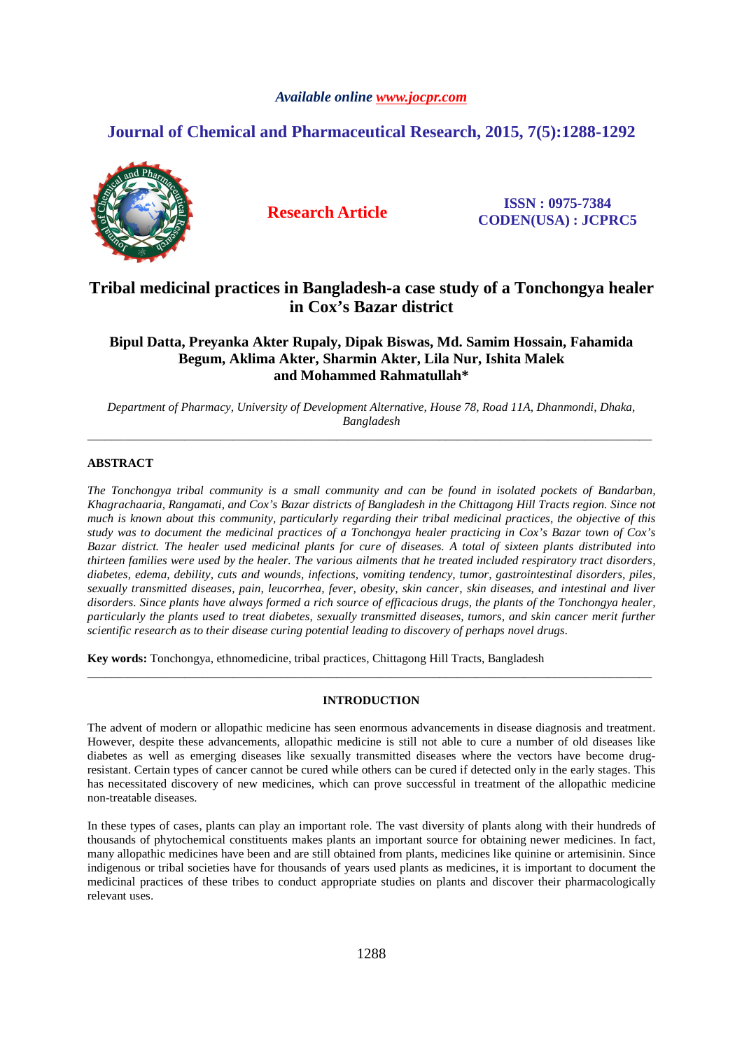*Available online www.jocpr.com*

# Journal of Chemical and Pharmaceutical Research, 2015, 7(5):1288-1292

**Research Article**

**ISSN : 0975-7384**
**CODEN(USA) : JCPRC5**

# Tribal medicinal practices in Bangladesh-a case study of a Tonchongya healer in Cox's Bazar district

**Bipul Datta, Preyanka Akter Rupaly, Dipak Biswas, Md. Samim Hossain, Fahamida Begum, Aklima Akter, Sharmin Akter, Lila Nur, Ishita Malek and Mohammed Rahmatullah***

*Department of Pharmacy, University of Development Alternative, House 78, Road 11A, Dhanmondi, Dhaka, Bangladesh*

---

## ABSTRACT

*The Tonchongya tribal community is a small community and can be found in isolated pockets of Bandarban, Khagrachaaria, Rangamati, and Cox's Bazar districts of Bangladesh in the Chittagong Hill Tracts region. Since not much is known about this community, particularly regarding their tribal medicinal practices, the objective of this study was to document the medicinal practices of a Tonchongya healer practicing in Cox's Bazar town of Cox's Bazar district. The healer used medicinal plants for cure of diseases. A total of sixteen plants distributed into thirteen families were used by the healer. The various ailments that he treated included respiratory tract disorders, diabetes, edema, debility, cuts and wounds, infections, vomiting tendency, tumor, gastrointestinal disorders, piles, sexually transmitted diseases, pain, leucorrhea, fever, obesity, skin cancer, skin diseases, and intestinal and liver disorders. Since plants have always formed a rich source of efficacious drugs, the plants of the Tonchongya healer, particularly the plants used to treat diabetes, sexually transmitted diseases, tumors, and skin cancer merit further scientific research as to their disease curing potential leading to discovery of perhaps novel drugs.*

**Key words:** Tonchongya, ethnomedicine, tribal practices, Chittagong Hill Tracts, Bangladesh

---

## INTRODUCTION

The advent of modern or allopathic medicine has seen enormous advancements in disease diagnosis and treatment. However, despite these advancements, allopathic medicine is still not able to cure a number of old diseases like diabetes as well as emerging diseases like sexually transmitted diseases where the vectors have become drug-resistant. Certain types of cancer cannot be cured while others can be cured if detected only in the early stages. This has necessitated discovery of new medicines, which can prove successful in treatment of the allopathic medicine non-treatable diseases.

In these types of cases, plants can play an important role. The vast diversity of plants along with their hundreds of thousands of phytochemical constituents makes plants an important source for obtaining newer medicines. In fact, many allopathic medicines have been and are still obtained from plants, medicines like quinine or artemisinin. Since indigenous or tribal societies have for thousands of years used plants as medicines, it is important to document the medicinal practices of these tribes to conduct appropriate studies on plants and discover their pharmacologically relevant uses.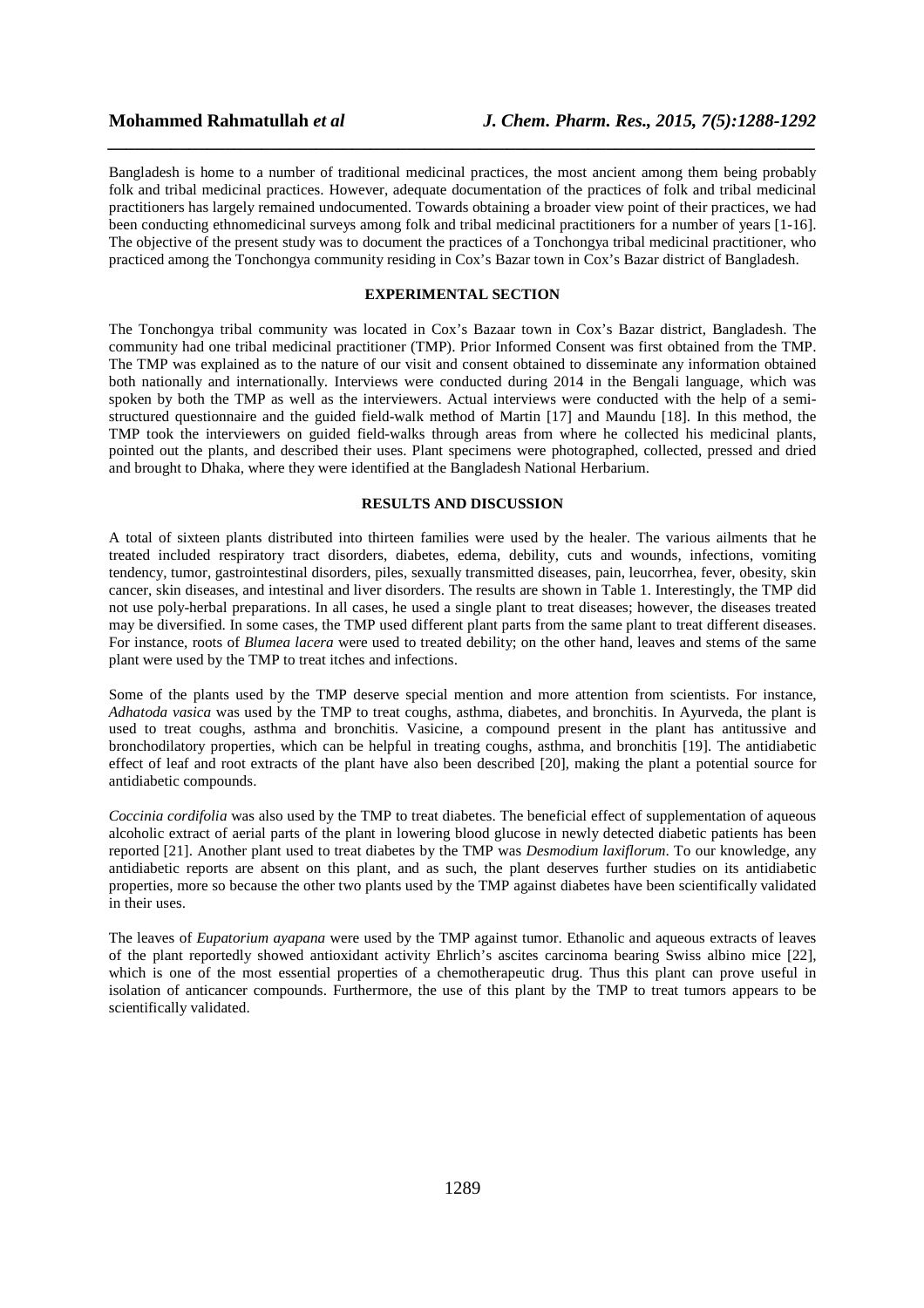Bangladesh is home to a number of traditional medicinal practices, the most ancient among them being probably folk and tribal medicinal practices. However, adequate documentation of the practices of folk and tribal medicinal practitioners has largely remained undocumented. Towards obtaining a broader view point of their practices, we had been conducting ethnomedicinal surveys among folk and tribal medicinal practitioners for a number of years [1-16]. The objective of the present study was to document the practices of a Tonchongya tribal medicinal practitioner, who practiced among the Tonchongya community residing in Cox's Bazar town in Cox's Bazar district of Bangladesh.

## EXPERIMENTAL SECTION

The Tonchongya tribal community was located in Cox's Bazaar town in Cox's Bazar district, Bangladesh. The community had one tribal medicinal practitioner (TMP). Prior Informed Consent was first obtained from the TMP. The TMP was explained as to the nature of our visit and consent obtained to disseminate any information obtained both nationally and internationally. Interviews were conducted during 2014 in the Bengali language, which was spoken by both the TMP as well as the interviewers. Actual interviews were conducted with the help of a semi-structured questionnaire and the guided field-walk method of Martin [17] and Maundu [18]. In this method, the TMP took the interviewers on guided field-walks through areas from where he collected his medicinal plants, pointed out the plants, and described their uses. Plant specimens were photographed, collected, pressed and dried and brought to Dhaka, where they were identified at the Bangladesh National Herbarium.

## RESULTS AND DISCUSSION

A total of sixteen plants distributed into thirteen families were used by the healer. The various ailments that he treated included respiratory tract disorders, diabetes, edema, debility, cuts and wounds, infections, vomiting tendency, tumor, gastrointestinal disorders, piles, sexually transmitted diseases, pain, leucorrhea, fever, obesity, skin cancer, skin diseases, and intestinal and liver disorders. The results are shown in Table 1. Interestingly, the TMP did not use poly-herbal preparations. In all cases, he used a single plant to treat diseases; however, the diseases treated may be diversified. In some cases, the TMP used different plant parts from the same plant to treat different diseases. For instance, roots of *Blumea lacera* were used to treated debility; on the other hand, leaves and stems of the same plant were used by the TMP to treat itches and infections.

Some of the plants used by the TMP deserve special mention and more attention from scientists. For instance, *Adhatoda vasica* was used by the TMP to treat coughs, asthma, diabetes, and bronchitis. In Ayurveda, the plant is used to treat coughs, asthma and bronchitis. Vasicine, a compound present in the plant has antitussive and bronchodilatory properties, which can be helpful in treating coughs, asthma, and bronchitis [19]. The antidiabetic effect of leaf and root extracts of the plant have also been described [20], making the plant a potential source for antidiabetic compounds.

*Coccinia cordifolia* was also used by the TMP to treat diabetes. The beneficial effect of supplementation of aqueous alcoholic extract of aerial parts of the plant in lowering blood glucose in newly detected diabetic patients has been reported [21]. Another plant used to treat diabetes by the TMP was *Desmodium laxiflorum*. To our knowledge, any antidiabetic reports are absent on this plant, and as such, the plant deserves further studies on its antidiabetic properties, more so because the other two plants used by the TMP against diabetes have been scientifically validated in their uses.

The leaves of *Eupatorium ayapana* were used by the TMP against tumor. Ethanolic and aqueous extracts of leaves of the plant reportedly showed antioxidant activity Ehrlich's ascites carcinoma bearing Swiss albino mice [22], which is one of the most essential properties of a chemotherapeutic drug. Thus this plant can prove useful in isolation of anticancer compounds. Furthermore, the use of this plant by the TMP to treat tumors appears to be scientifically validated.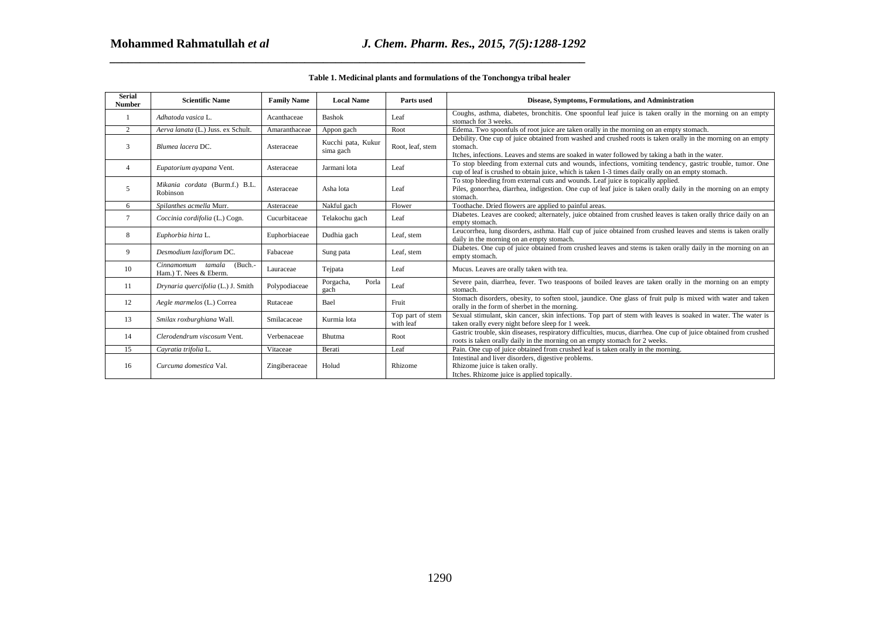**Table 1. Medicinal plants and formulations of the Tonchongya tribal healer**

| Serial Number | Scientific Name | Family Name | Local Name | Parts used | Disease, Symptoms, Formulations, and Administration |
|---|---|---|---|---|---|
| 1 | *Adhatoda vasica* L. | Acanthaceae | Bashok | Leaf | Coughs, asthma, diabetes, bronchitis. One spoonful leaf juice is taken orally in the morning on an empty stomach for 3 weeks. |
| 2 | *Aerva lanata* (L.) Juss. ex Schult. | Amaranthaceae | Appon gach | Root | Edema. Two spoonfuls of root juice are taken orally in the morning on an empty stomach. |
| 3 | *Blumea lacera* DC. | Asteraceae | Kucchi pata, Kukur sima gach | Root, leaf, stem | Debility. One cup of juice obtained from washed and crushed roots is taken orally in the morning on an empty stomach.<br>Itches, infections. Leaves and stems are soaked in water followed by taking a bath in the water. |
| 4 | *Eupatorium ayapana* Vent. | Asteraceae | Jarmani lota | Leaf | To stop bleeding from external cuts and wounds, infections, vomiting tendency, gastric trouble, tumor. One cup of leaf is crushed to obtain juice, which is taken 1-3 times daily orally on an empty stomach. |
| 5 | *Mikania cordata* (Burm.f.) B.L. Robinson | Asteraceae | Asha lota | Leaf | To stop bleeding from external cuts and wounds. Leaf juice is topically applied.<br>Piles, gonorrhea, diarrhea, indigestion. One cup of leaf juice is taken orally daily in the morning on an empty stomach. |
| 6 | *Spilanthes acmella* Murr. | Asteraceae | Nakful gach | Flower | Toothache. Dried flowers are applied to painful areas. |
| 7 | *Coccinia cordifolia* (L.) Cogn. | Cucurbitaceae | Telakochu gach | Leaf | Diabetes. Leaves are cooked; alternately, juice obtained from crushed leaves is taken orally thrice daily on an empty stomach. |
| 8 | *Euphorbia hirta* L. | Euphorbiaceae | Dudhia gach | Leaf, stem | Leucorrhea, lung disorders, asthma. Half cup of juice obtained from crushed leaves and stems is taken orally daily in the morning on an empty stomach. |
| 9 | *Desmodium laxiflorum* DC. | Fabaceae | Sung pata | Leaf, stem | Diabetes. One cup of juice obtained from crushed leaves and stems is taken orally daily in the morning on an empty stomach. |
| 10 | *Cinnamomum tamala* (Buch.-Ham.) T. Nees & Eberm. | Lauraceae | Tejpata | Leaf | Mucus. Leaves are orally taken with tea. |
| 11 | *Drynaria quercifolia* (L.) J. Smith | Polypodiaceae | Porgacha, Porla gach | Leaf | Severe pain, diarrhea, fever. Two teaspoons of boiled leaves are taken orally in the morning on an empty stomach. |
| 12 | *Aegle marmelos* (L.) Correa | Rutaceae | Bael | Fruit | Stomach disorders, obesity, to soften stool, jaundice. One glass of fruit pulp is mixed with water and taken orally in the form of sherbet in the morning. |
| 13 | *Smilax roxburghiana* Wall. | Smilacaceae | Kurmia lota | Top part of stem with leaf | Sexual stimulant, skin cancer, skin infections. Top part of stem with leaves is soaked in water. The water is taken orally every night before sleep for 1 week. |
| 14 | *Clerodendrum viscosum* Vent. | Verbenaceae | Bhutma | Root | Gastric trouble, skin diseases, respiratory difficulties, mucus, diarrhea. One cup of juice obtained from crushed roots is taken orally daily in the morning on an empty stomach for 2 weeks. |
| 15 | *Cayratia trifolia* L. | Vitaceae | Berati | Leaf | Pain. One cup of juice obtained from crushed leaf is taken orally in the morning. |
| 16 | *Curcuma domestica* Val. | Zingiberaceae | Holud | Rhizome | Intestinal and liver disorders, digestive problems.<br>Rhizome juice is taken orally.<br>Itches. Rhizome juice is applied topically. |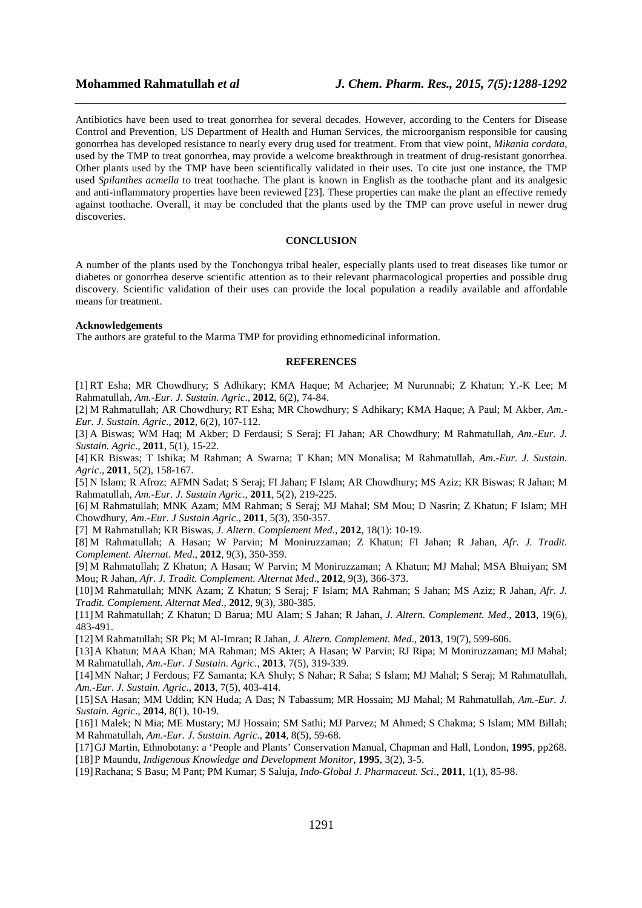Antibiotics have been used to treat gonorrhea for several decades. However, according to the Centers for Disease Control and Prevention, US Department of Health and Human Services, the microorganism responsible for causing gonorrhea has developed resistance to nearly every drug used for treatment. From that view point, *Mikania cordata*, used by the TMP to treat gonorrhea, may provide a welcome breakthrough in treatment of drug-resistant gonorrhea. Other plants used by the TMP have been scientifically validated in their uses. To cite just one instance, the TMP used *Spilanthes acmella* to treat toothache. The plant is known in English as the toothache plant and its analgesic and anti-inflammatory properties have been reviewed [23]. These properties can make the plant an effective remedy against toothache. Overall, it may be concluded that the plants used by the TMP can prove useful in newer drug discoveries.

## CONCLUSION

A number of the plants used by the Tonchongya tribal healer, especially plants used to treat diseases like tumor or diabetes or gonorrhea deserve scientific attention as to their relevant pharmacological properties and possible drug discovery. Scientific validation of their uses can provide the local population a readily available and affordable means for treatment.

**Acknowledgements**

The authors are grateful to the Marma TMP for providing ethnomedicinal information.

## REFERENCES

[1] RT Esha; MR Chowdhury; S Adhikary; KMA Haque; M Acharjee; M Nurunnabi; Z Khatun; Y.-K Lee; M Rahmatullah, *Am.-Eur. J. Sustain. Agric*., **2012**, 6(2), 74-84.

[2] M Rahmatullah; AR Chowdhury; RT Esha; MR Chowdhury; S Adhikary; KMA Haque; A Paul; M Akber, *Am.-Eur. J. Sustain. Agric*., **2012**, 6(2), 107-112.

[3] A Biswas; WM Haq; M Akber; D Ferdausi; S Seraj; FI Jahan; AR Chowdhury; M Rahmatullah, *Am.-Eur. J. Sustain. Agric*., **2011**, 5(1), 15-22.

[4] KR Biswas; T Ishika; M Rahman; A Swarna; T Khan; MN Monalisa; M Rahmatullah, *Am.-Eur. J. Sustain. Agric*., **2011**, 5(2), 158-167.

[5] N Islam; R Afroz; AFMN Sadat; S Seraj; FI Jahan; F Islam; AR Chowdhury; MS Aziz; KR Biswas; R Jahan; M Rahmatullah, *Am.-Eur. J. Sustain Agric*., **2011**, 5(2), 219-225.

[6] M Rahmatullah; MNK Azam; MM Rahman; S Seraj; MJ Mahal; SM Mou; D Nasrin; Z Khatun; F Islam; MH Chowdhury, *Am.-Eur. J Sustain Agric*., **2011**, 5(3), 350-357.

[7] M Rahmatullah; KR Biswas, *J. Altern. Complement Med*., **2012**, 18(1): 10-19.

[8] M Rahmatullah; A Hasan; W Parvin; M Moniruzzaman; Z Khatun; FI Jahan; R Jahan, *Afr. J. Tradit. Complement. Alternat. Med*., **2012**, 9(3), 350-359.

[9] M Rahmatullah; Z Khatun; A Hasan; W Parvin; M Moniruzzaman; A Khatun; MJ Mahal; MSA Bhuiyan; SM Mou; R Jahan, *Afr. J. Tradit. Complement. Alternat Med*., **2012**, 9(3), 366-373.

[10] M Rahmatullah; MNK Azam; Z Khatun; S Seraj; F Islam; MA Rahman; S Jahan; MS Aziz; R Jahan, *Afr. J. Tradit. Complement. Alternat Med*., **2012**, 9(3), 380-385.

[11] M Rahmatullah; Z Khatun; D Barua; MU Alam; S Jahan; R Jahan, *J. Altern. Complement. Med*., **2013**, 19(6), 483-491.

[12] M Rahmatullah; SR Pk; M Al-Imran; R Jahan, *J. Altern. Complement. Med*., **2013**, 19(7), 599-606.

[13] A Khatun; MAA Khan; MA Rahman; MS Akter; A Hasan; W Parvin; RJ Ripa; M Moniruzzaman; MJ Mahal; M Rahmatullah, *Am.-Eur. J Sustain. Agric*., **2013**, 7(5), 319-339.

[14] MN Nahar; J Ferdous; FZ Samanta; KA Shuly; S Nahar; R Saha; S Islam; MJ Mahal; S Seraj; M Rahmatullah, *Am.-Eur. J. Sustain. Agric*., **2013**, 7(5), 403-414.

[15] SA Hasan; MM Uddin; KN Huda; A Das; N Tabassum; MR Hossain; MJ Mahal; M Rahmatullah, *Am.-Eur. J. Sustain. Agric*., **2014**, 8(1), 10-19.

[16] I Malek; N Mia; ME Mustary; MJ Hossain; SM Sathi; MJ Parvez; M Ahmed; S Chakma; S Islam; MM Billah; M Rahmatullah, *Am.-Eur. J. Sustain. Agric*., **2014**, 8(5), 59-68.

[17] GJ Martin, Ethnobotany: a 'People and Plants' Conservation Manual, Chapman and Hall, London, **1995**, pp268.

[18] P Maundu, *Indigenous Knowledge and Development Monitor*, **1995**, 3(2), 3-5.

[19] Rachana; S Basu; M Pant; PM Kumar; S Saluja, *Indo-Global J. Pharmaceut. Sci*., **2011**, 1(1), 85-98.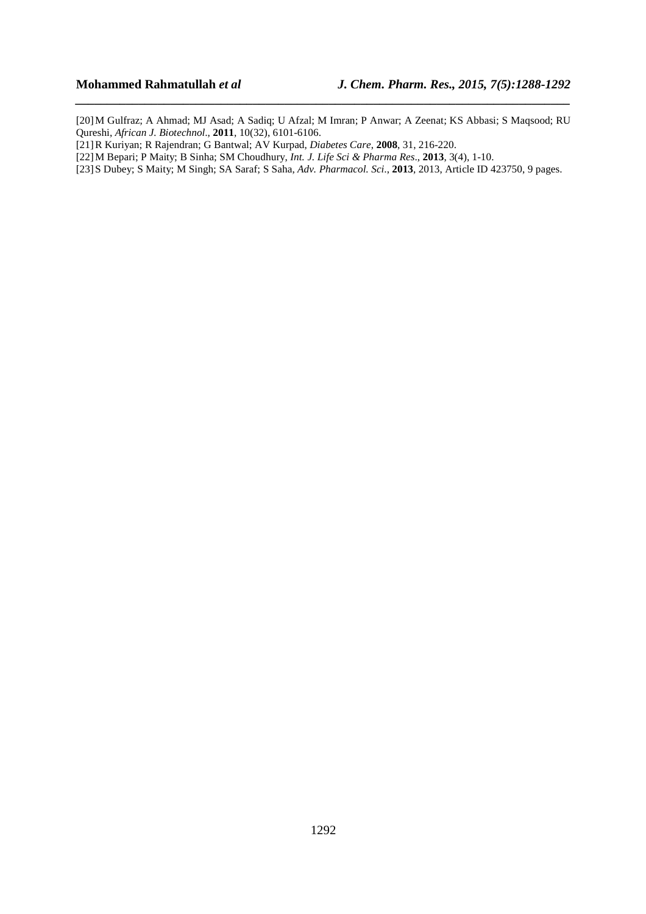[20] M Gulfraz; A Ahmad; MJ Asad; A Sadiq; U Afzal; M Imran; P Anwar; A Zeenat; KS Abbasi; S Maqsood; RU Qureshi, *African J. Biotechnol*., **2011**, 10(32), 6101-6106.

[21] R Kuriyan; R Rajendran; G Bantwal; AV Kurpad, *Diabetes Care*, **2008**, 31, 216-220.

[22] M Bepari; P Maity; B Sinha; SM Choudhury, *Int. J. Life Sci & Pharma Res*., **2013**, 3(4), 1-10.

[23] S Dubey; S Maity; M Singh; SA Saraf; S Saha, *Adv. Pharmacol. Sci*., **2013**, 2013, Article ID 423750, 9 pages.